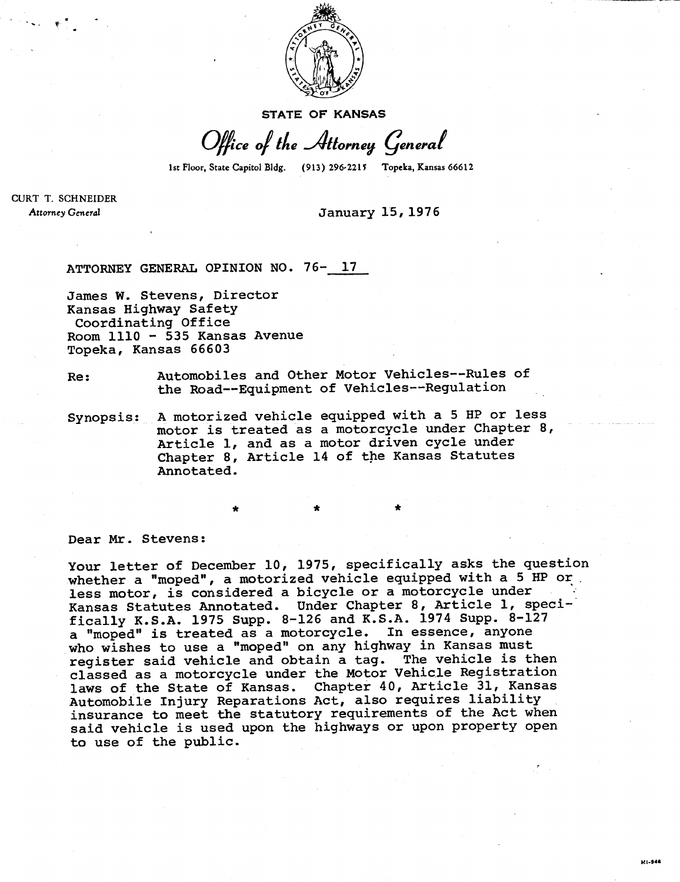**STATE OF KANSAS**

*Office of the Attorney General*

1st Floor, State Capitol Bldg. (913) 296-2215 Topeka, Kansas 66612

CURT T. SCHNEIDER
*Attorney General*

January 15, 1976

ATTORNEY GENERAL OPINION NO. 76- 17

James W. Stevens, Director
Kansas Highway Safety
Coordinating Office
Room 1110 - 535 Kansas Avenue
Topeka, Kansas 66603

Re: Automobiles and Other Motor Vehicles--Rules of the Road--Equipment of Vehicles--Regulation

Synopsis: A motorized vehicle equipped with a 5 HP or less motor is treated as a motorcycle under Chapter 8, Article 1, and as a motor driven cycle under Chapter 8, Article 14 of the Kansas Statutes Annotated.

\* \* \*

Dear Mr. Stevens:

Your letter of December 10, 1975, specifically asks the question whether a "moped", a motorized vehicle equipped with a 5 HP or less motor, is considered a bicycle or a motorcycle under Kansas Statutes Annotated. Under Chapter 8, Article 1, specifically K.S.A. 1975 Supp. 8-126 and K.S.A. 1974 Supp. 8-127 a "moped" is treated as a motorcycle. In essence, anyone who wishes to use a "moped" on any highway in Kansas must register said vehicle and obtain a tag. The vehicle is then classed as a motorcycle under the Motor Vehicle Registration laws of the State of Kansas. Chapter 40, Article 31, Kansas Automobile Injury Reparations Act, also requires liability insurance to meet the statutory requirements of the Act when said vehicle is used upon the highways or upon property open to use of the public.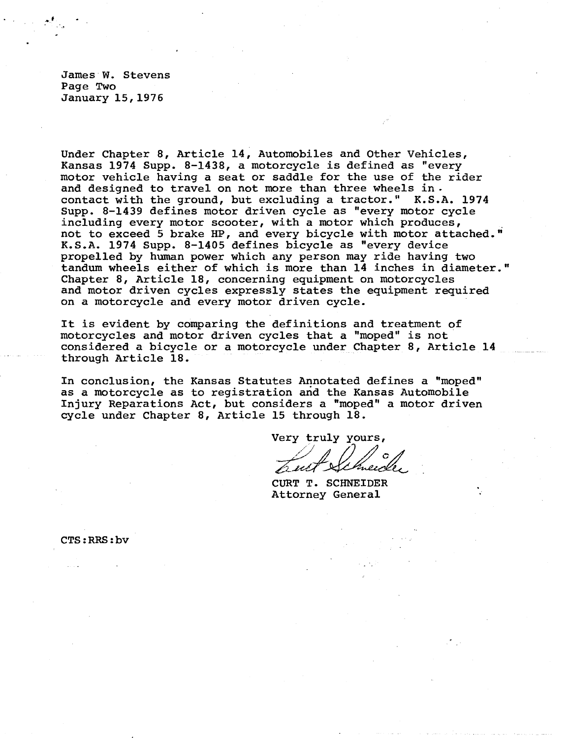Under Chapter 8, Article 14, Automobiles and Other Vehicles, Kansas 1974 Supp. 8-1438, a motorcycle is defined as "every motor vehicle having a seat or saddle for the use of the rider and designed to travel on not more than three wheels in contact with the ground, but excluding a tractor." K.S.A. 1974 Supp. 8-1439 defines motor driven cycle as "every motor cycle including every motor scooter, with a motor which produces, not to exceed 5 brake HP, and every bicycle with motor attached." K.S.A. 1974 Supp. 8-1405 defines bicycle as "every device propelled by human power which any person may ride having two tandum wheels either of which is more than 14 inches in diameter." Chapter 8, Article 18, concerning equipment on motorcycles and motor driven cycles expressly states the equipment required on a motorcycle and every motor driven cycle.

It is evident by comparing the definitions and treatment of motorcycles and motor driven cycles that a "moped" is not considered a bicycle or a motorcycle under Chapter 8, Article 14 through Article 18.

In conclusion, the Kansas Statutes Annotated defines a "moped" as a motorcycle as to registration and the Kansas Automobile Injury Reparations Act, but considers a "moped" a motor driven cycle under Chapter 8, Article 15 through 18.

Very truly yours,

CURT T. SCHNEIDER
Attorney General

CTS:RRS:bv